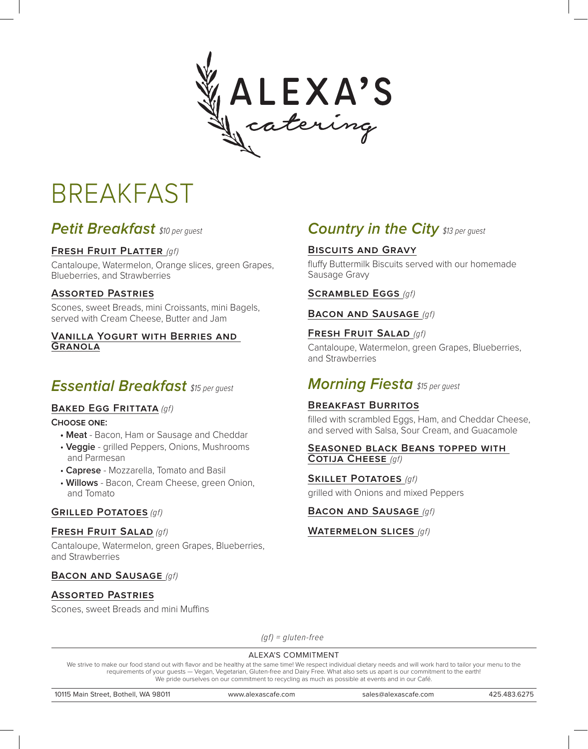# ALEXA'S *catering*

# BREAKFAST

## *Petit Breakfast* *$10 per guest*

### FRESH FRUIT PLATTER *(gf)*

Cantaloupe, Watermelon, Orange slices, green Grapes, Blueberries, and Strawberries

### ASSORTED PASTRIES

Scones, sweet Breads, mini Croissants, mini Bagels, served with Cream Cheese, Butter and Jam

### VANILLA YOGURT WITH BERRIES AND GRANOLA

## *Essential Breakfast* *$15 per guest*

### BAKED EGG FRITTATA *(gf)*

**CHOOSE ONE:**

- **Meat** - Bacon, Ham or Sausage and Cheddar
- **Veggie** - grilled Peppers, Onions, Mushrooms and Parmesan
- **Caprese** - Mozzarella, Tomato and Basil
- **Willows** - Bacon, Cream Cheese, green Onion, and Tomato

### GRILLED POTATOES *(gf)*

### FRESH FRUIT SALAD *(gf)*

Cantaloupe, Watermelon, green Grapes, Blueberries, and Strawberries

### BACON AND SAUSAGE *(gf)*

### ASSORTED PASTRIES

Scones, sweet Breads and mini Muffins

## *Country in the City* *$13 per guest*

### BISCUITS AND GRAVY

fluffy Buttermilk Biscuits served with our homemade Sausage Gravy

### SCRAMBLED EGGS *(gf)*

### BACON AND SAUSAGE *(gf)*

### FRESH FRUIT SALAD *(gf)*

Cantaloupe, Watermelon, green Grapes, Blueberries, and Strawberries

## *Morning Fiesta* *$15 per guest*

### BREAKFAST BURRITOS

filled with scrambled Eggs, Ham, and Cheddar Cheese, and served with Salsa, Sour Cream, and Guacamole

### SEASONED BLACK BEANS TOPPED WITH COTIJA CHEESE *(gf)*

### SKILLET POTATOES *(gf)*

grilled with Onions and mixed Peppers

### BACON AND SAUSAGE *(gf)*

### WATERMELON SLICES *(gf)*

*(gf) = gluten-free*

---

ALEXA'S COMMITMENT

We strive to make our food stand out with flavor and be healthy at the same time! We respect individual dietary needs and will work hard to tailor your menu to the requirements of your guests — Vegan, Vegetarian, Gluten-free and Dairy Free. What also sets us apart is our commitment to the earth! We pride ourselves on our commitment to recycling as much as possible at events and in our Café.

10115 Main Street, Bothell, WA 98011 | www.alexascafe.com | sales@alexascafe.com | 425.483.6275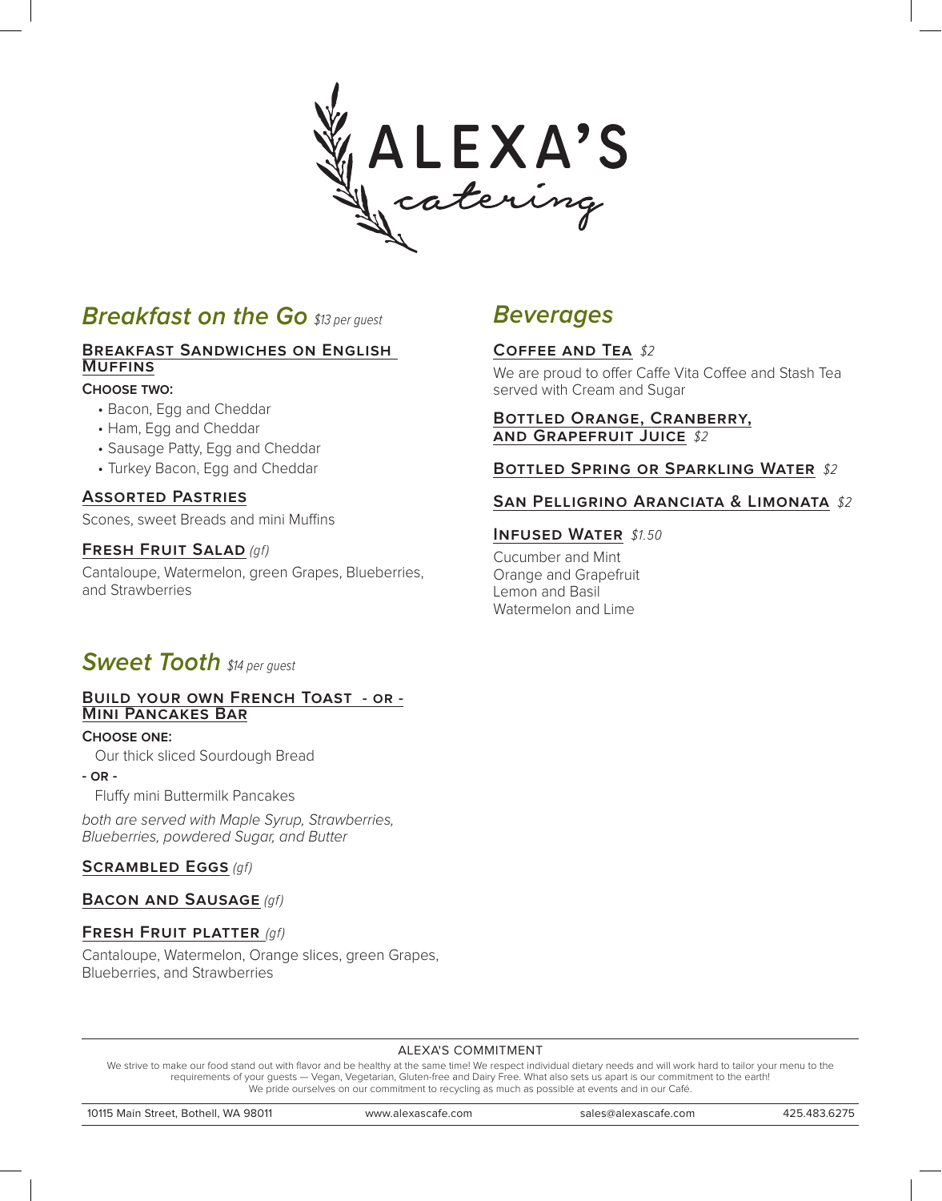# ALEXA'S
*catering*

## *Breakfast on the Go* *$13 per guest*

### Breakfast Sandwiches on English Muffins

**Choose two:**

- Bacon, Egg and Cheddar
- Ham, Egg and Cheddar
- Sausage Patty, Egg and Cheddar
- Turkey Bacon, Egg and Cheddar

### Assorted Pastries

Scones, sweet Breads and mini Muffins

### Fresh Fruit Salad *(gf)*

Cantaloupe, Watermelon, green Grapes, Blueberries, and Strawberries

## *Sweet Tooth* *$14 per guest*

### Build your own French Toast - or - Mini Pancakes Bar

**Choose one:**

Our thick sliced Sourdough Bread

**- or -**

Fluffy mini Buttermilk Pancakes

*both are served with Maple Syrup, Strawberries, Blueberries, powdered Sugar, and Butter*

### Scrambled Eggs *(gf)*

### Bacon and Sausage *(gf)*

### Fresh Fruit platter *(gf)*

Cantaloupe, Watermelon, Orange slices, green Grapes, Blueberries, and Strawberries

## *Beverages*

### Coffee and Tea *$2*

We are proud to offer Caffe Vita Coffee and Stash Tea served with Cream and Sugar

### Bottled Orange, Cranberry, and Grapefruit Juice *$2*

### Bottled Spring or Sparkling Water *$2*

### San Pelligrino Aranciata & Limonata *$2*

### Infused Water *$1.50*

Cucumber and Mint
Orange and Grapefruit
Lemon and Basil
Watermelon and Lime

---

ALEXA'S COMMITMENT

We strive to make our food stand out with flavor and be healthy at the same time! We respect individual dietary needs and will work hard to tailor your menu to the requirements of your guests — Vegan, Vegetarian, Gluten-free and Dairy Free. What also sets us apart is our commitment to the earth! We pride ourselves on our commitment to recycling as much as possible at events and in our Café.

10115 Main Street, Bothell, WA 98011 | www.alexascafe.com | sales@alexascafe.com | 425.483.6275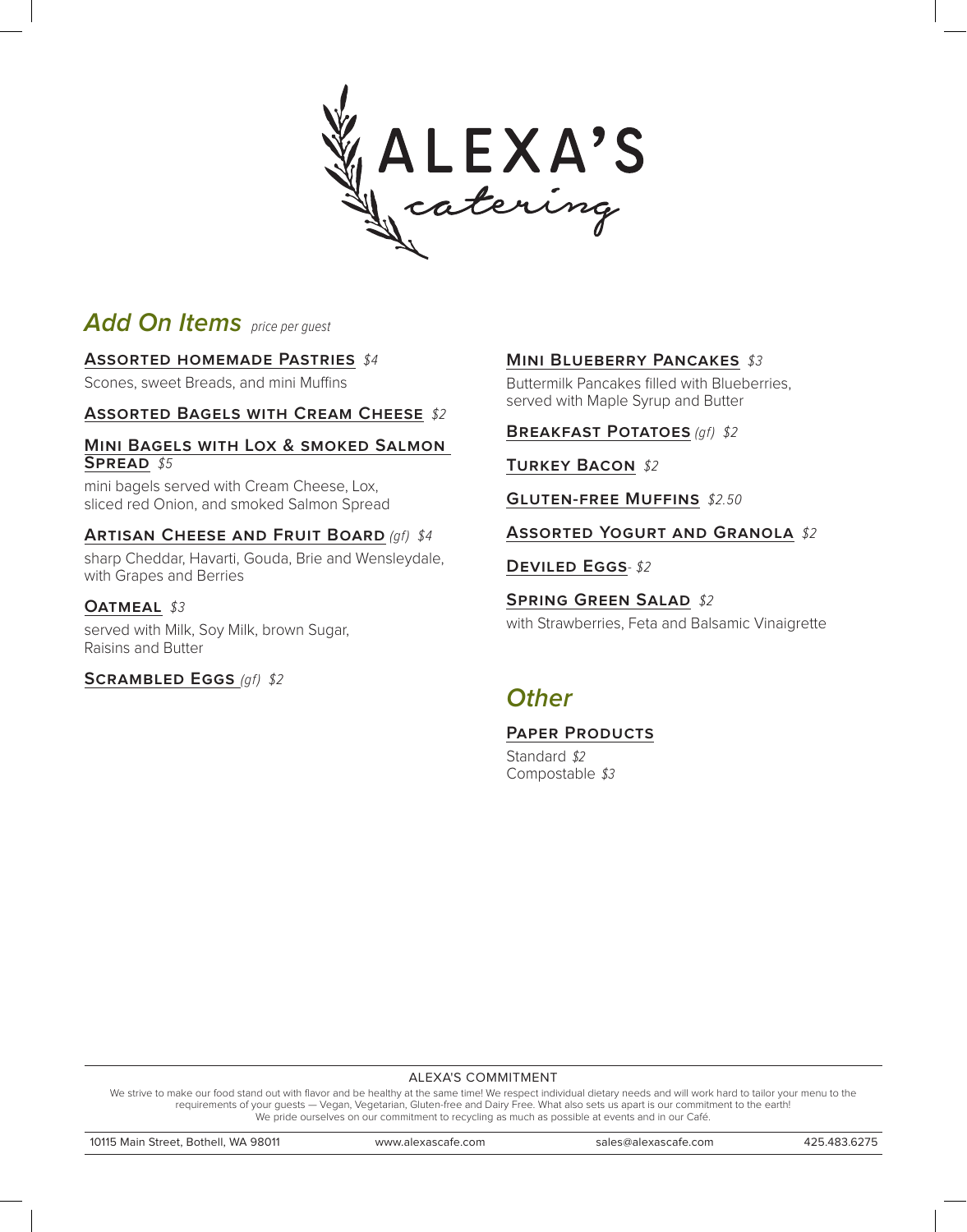# ALEXA'S
*catering*

## *Add On Items* *price per guest*

### ASSORTED HOMEMADE PASTRIES *$4*

Scones, sweet Breads, and mini Muffins

### ASSORTED BAGELS WITH CREAM CHEESE *$2*

### MINI BAGELS WITH LOX & SMOKED SALMON SPREAD *$5*

mini bagels served with Cream Cheese, Lox, sliced red Onion, and smoked Salmon Spread

### ARTISAN CHEESE AND FRUIT BOARD *(gf) $4*

sharp Cheddar, Havarti, Gouda, Brie and Wensleydale, with Grapes and Berries

### OATMEAL *$3*

served with Milk, Soy Milk, brown Sugar, Raisins and Butter

### SCRAMBLED EGGS *(gf) $2*

### MINI BLUEBERRY PANCAKES *$3*

Buttermilk Pancakes filled with Blueberries, served with Maple Syrup and Butter

### BREAKFAST POTATOES *(gf) $2*

### TURKEY BACON *$2*

### GLUTEN-FREE MUFFINS *$2.50*

### ASSORTED YOGURT AND GRANOLA *$2*

### DEVILED EGGS *- $2*

### SPRING GREEN SALAD *$2*

with Strawberries, Feta and Balsamic Vinaigrette

## *Other*

### PAPER PRODUCTS

Standard *$2*
Compostable *$3*

---

ALEXA'S COMMITMENT

We strive to make our food stand out with flavor and be healthy at the same time! We respect individual dietary needs and will work hard to tailor your menu to the requirements of your guests — Vegan, Vegetarian, Gluten-free and Dairy Free. What also sets us apart is our commitment to the earth! We pride ourselves on our commitment to recycling as much as possible at events and in our Café.

10115 Main Street, Bothell, WA 98011 | www.alexascafe.com | sales@alexascafe.com | 425.483.6275